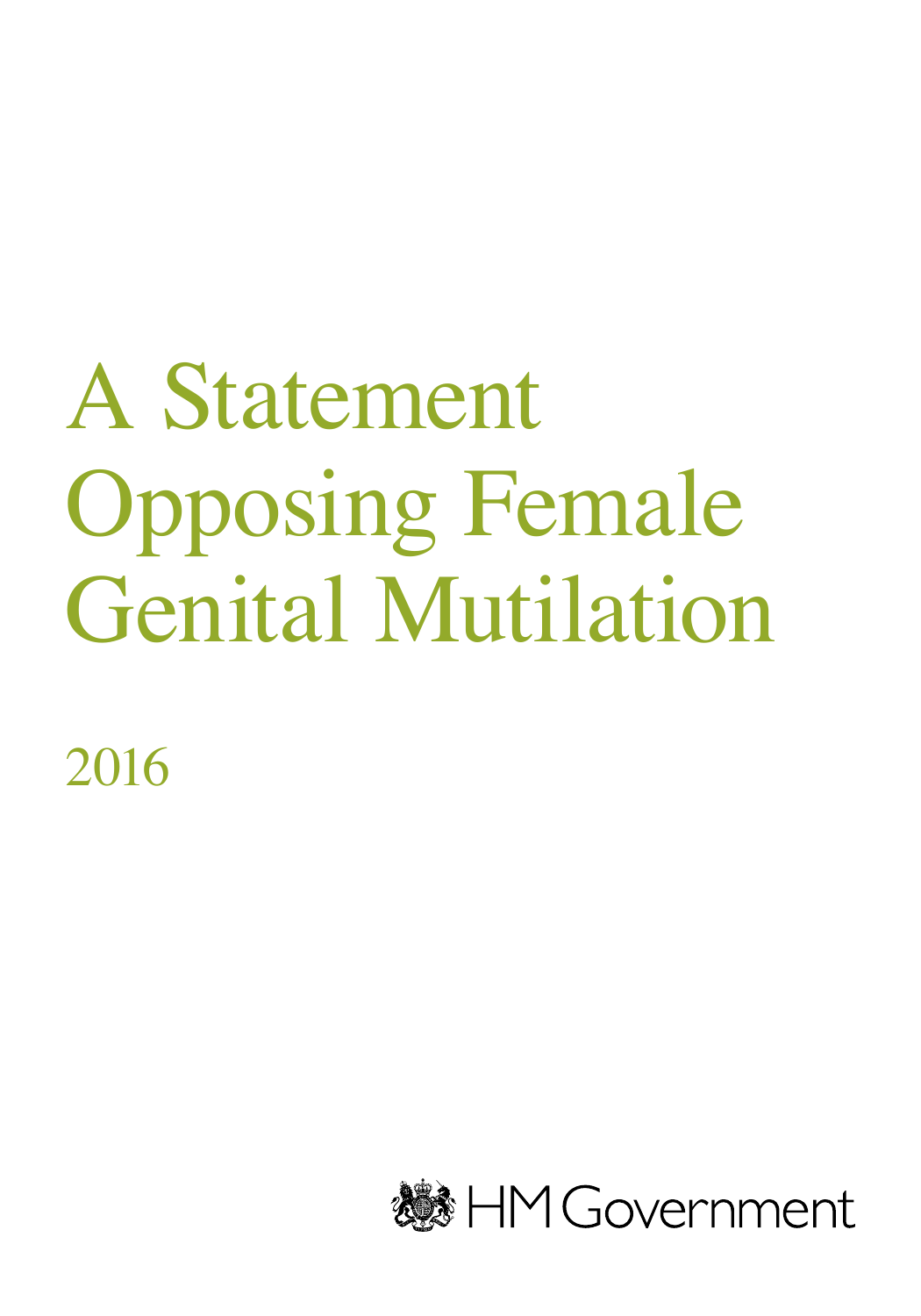# A Statement Opposing Female Genital Mutilation

2016

HM Government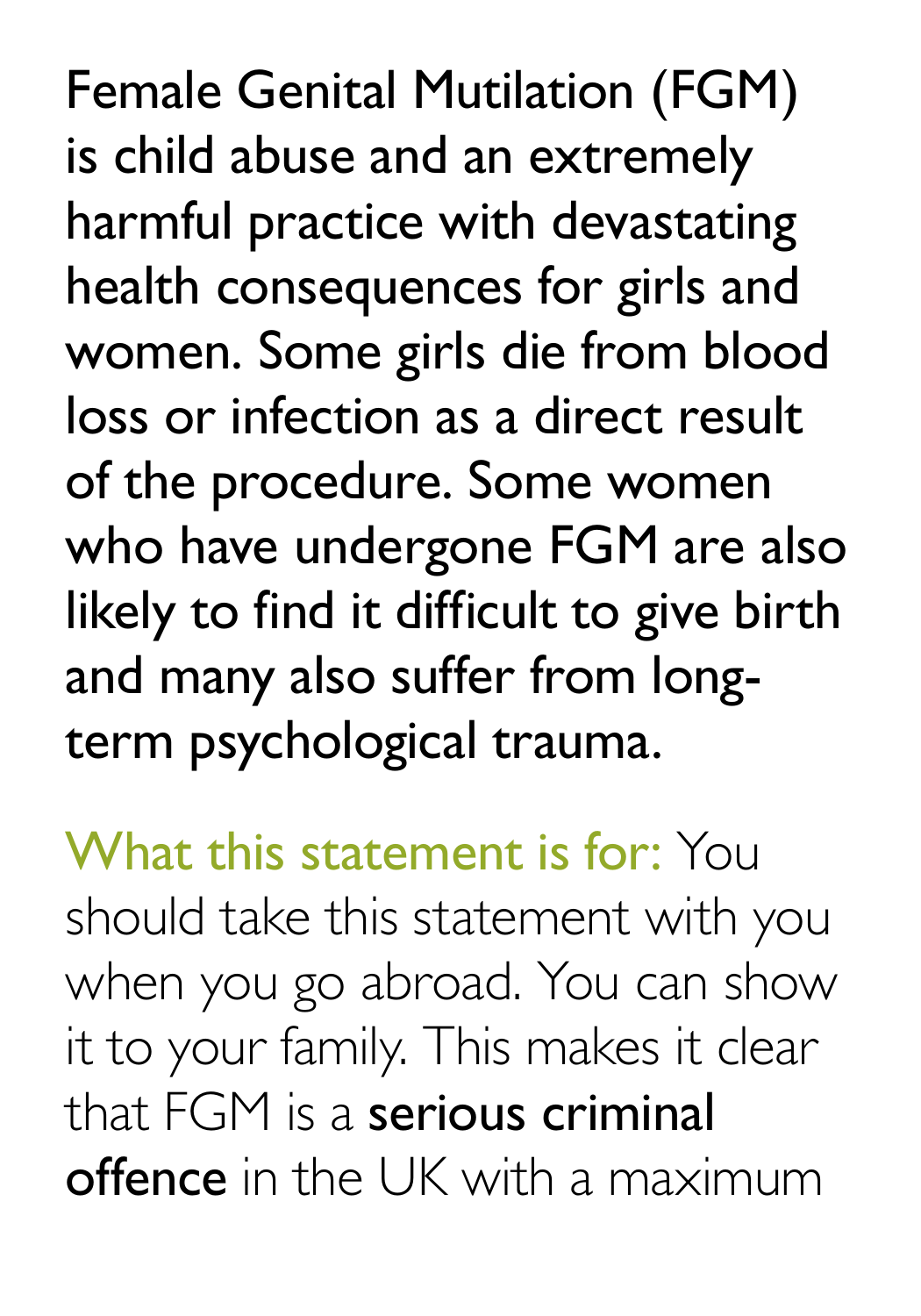Female Genital Mutilation (FGM) is child abuse and an extremely harmful practice with devastating health consequences for girls and women. Some girls die from blood loss or infection as a direct result of the procedure. Some women who have undergone FGM are also likely to find it difficult to give birth and many also suffer from long-term psychological trauma.

What this statement is for: You should take this statement with you when you go abroad. You can show it to your family. This makes it clear that FGM is a **serious criminal offence** in the UK with a maximum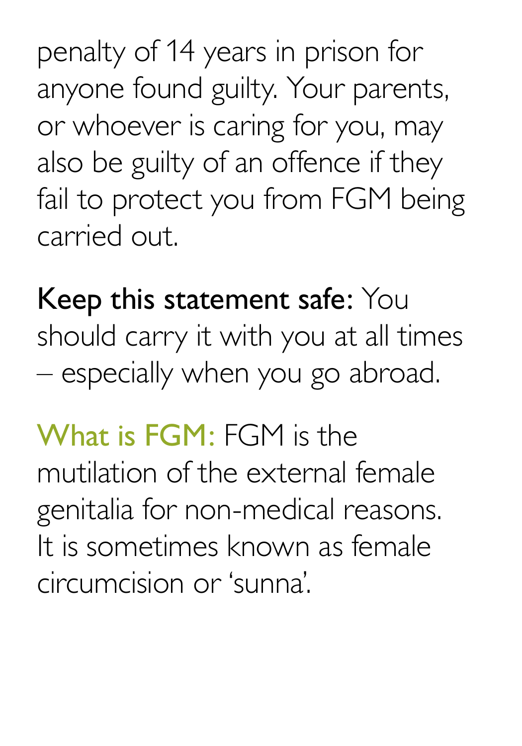penalty of 14 years in prison for anyone found guilty. Your parents, or whoever is caring for you, may also be guilty of an offence if they fail to protect you from FGM being carried out.

**Keep this statement safe:** You should carry it with you at all times – especially when you go abroad.

**What is FGM:** FGM is the mutilation of the external female genitalia for non-medical reasons. It is sometimes known as female circumcision or 'sunna'.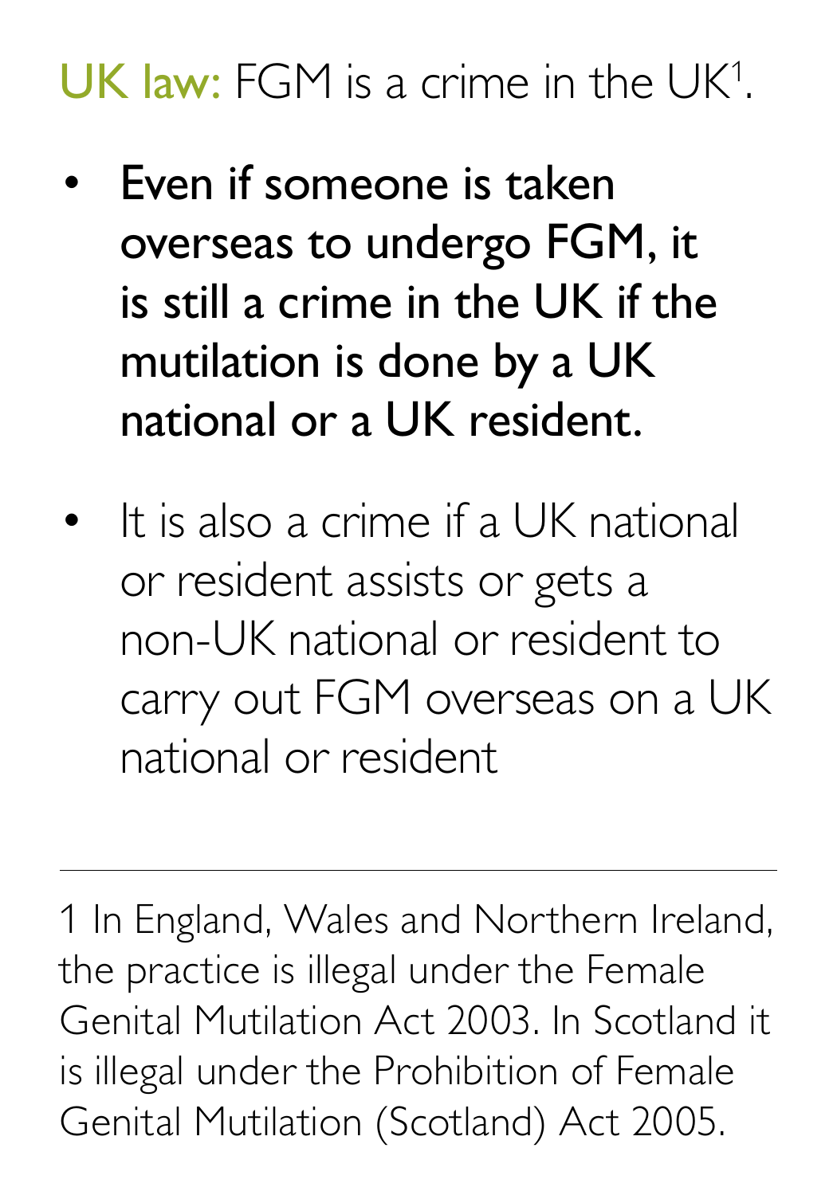UK law: FGM is a crime in the UK[1].

- **Even if someone is taken overseas to undergo FGM, it is still a crime in the UK if the mutilation is done by a UK national or a UK resident.**
- It is also a crime if a UK national or resident assists or gets a non-UK national or resident to carry out FGM overseas on a UK national or resident

---

1 In England, Wales and Northern Ireland, the practice is illegal under the Female Genital Mutilation Act 2003. In Scotland it is illegal under the Prohibition of Female Genital Mutilation (Scotland) Act 2005.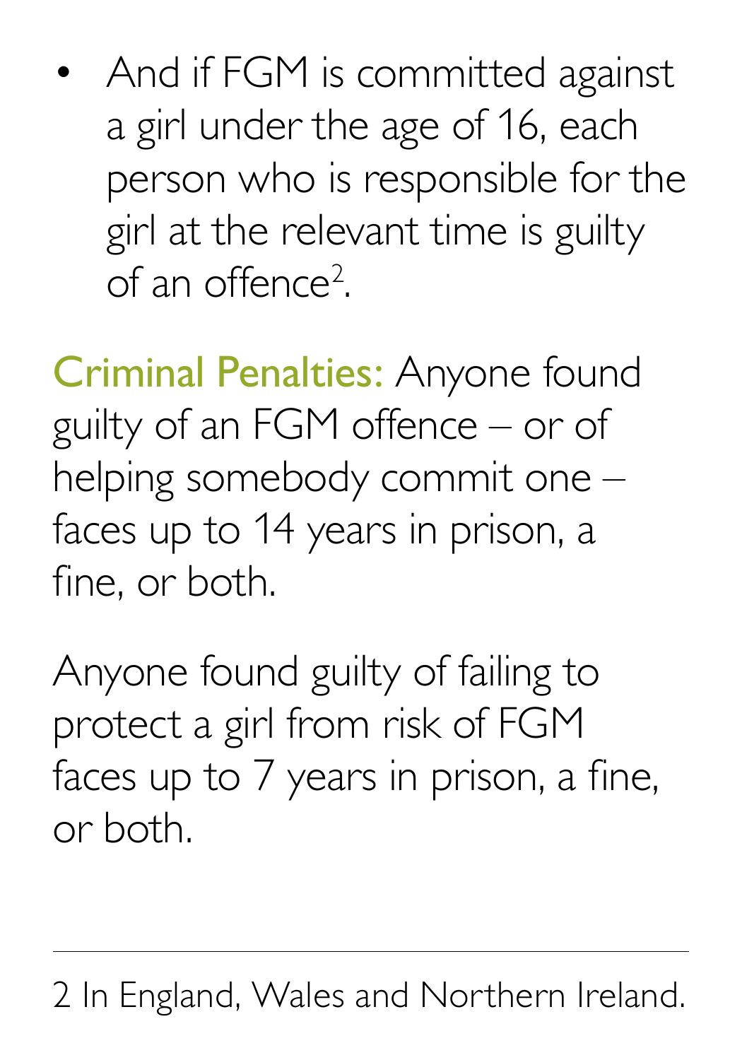- And if FGM is committed against a girl under the age of 16, each person who is responsible for the girl at the relevant time is guilty of an offence[2].

**Criminal Penalties:** Anyone found guilty of an FGM offence – or of helping somebody commit one – faces up to 14 years in prison, a fine, or both.

Anyone found guilty of failing to protect a girl from risk of FGM faces up to 7 years in prison, a fine, or both.

---

2 In England, Wales and Northern Ireland.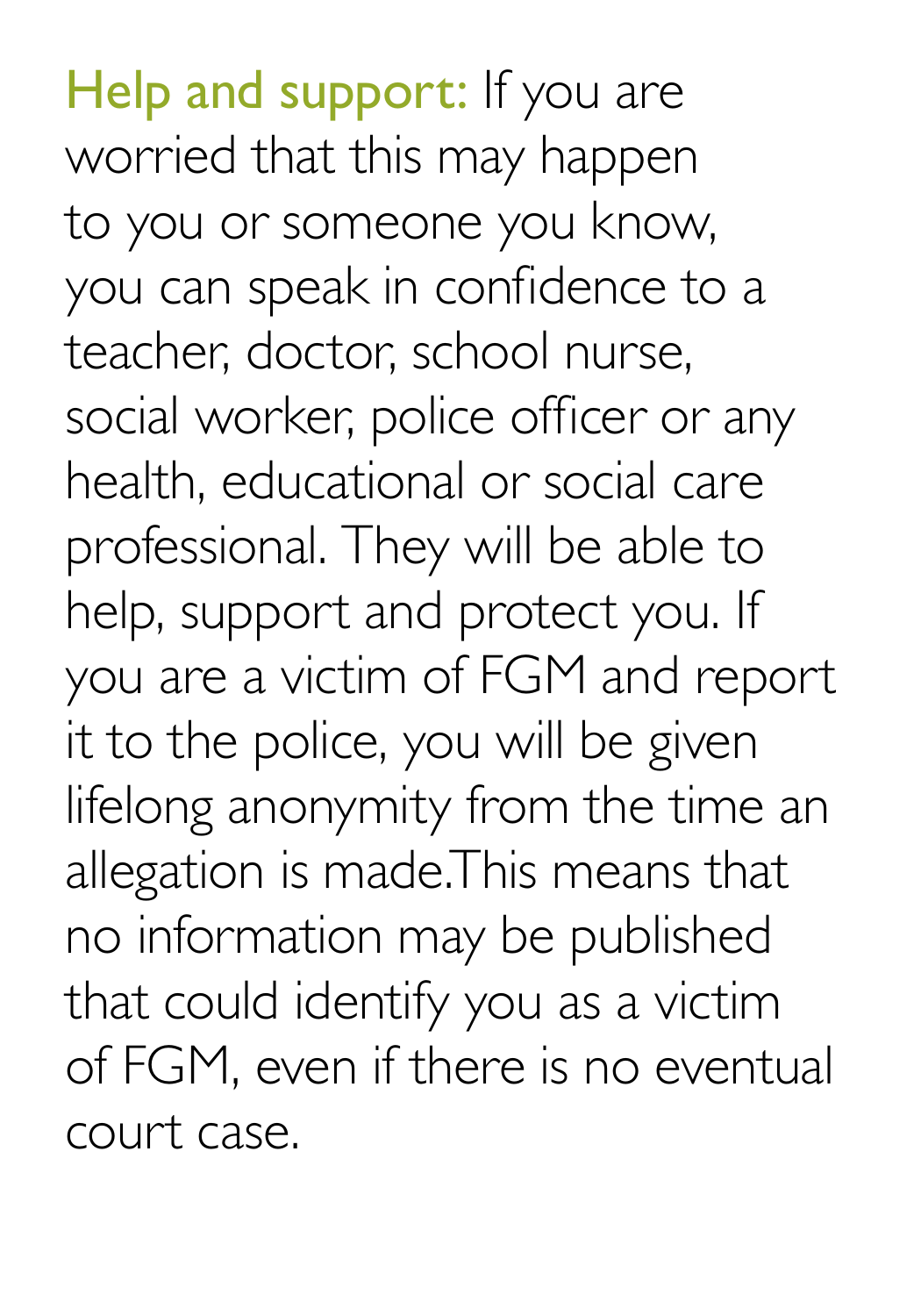**Help and support:** If you are worried that this may happen to you or someone you know, you can speak in confidence to a teacher, doctor, school nurse, social worker, police officer or any health, educational or social care professional. They will be able to help, support and protect you. If you are a victim of FGM and report it to the police, you will be given lifelong anonymity from the time an allegation is made.This means that no information may be published that could identify you as a victim of FGM, even if there is no eventual court case.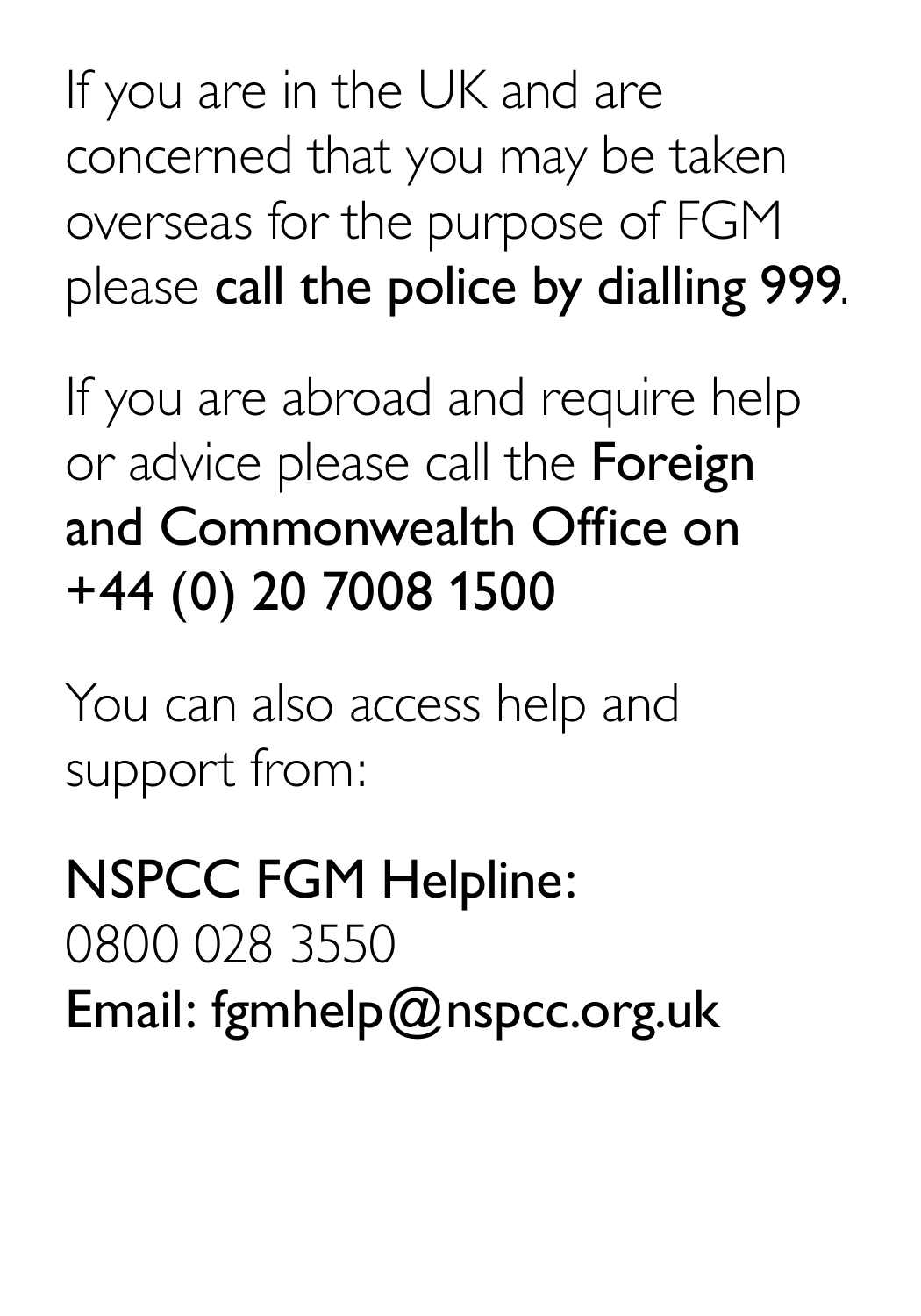If you are in the UK and are concerned that you may be taken overseas for the purpose of FGM please **call the police by dialling 999**.

If you are abroad and require help or advice please call the **Foreign and Commonwealth Office on +44 (0) 20 7008 1500**

You can also access help and support from:

**NSPCC FGM Helpline:**
0800 028 3550
**Email: fgmhelp@nspcc.org.uk**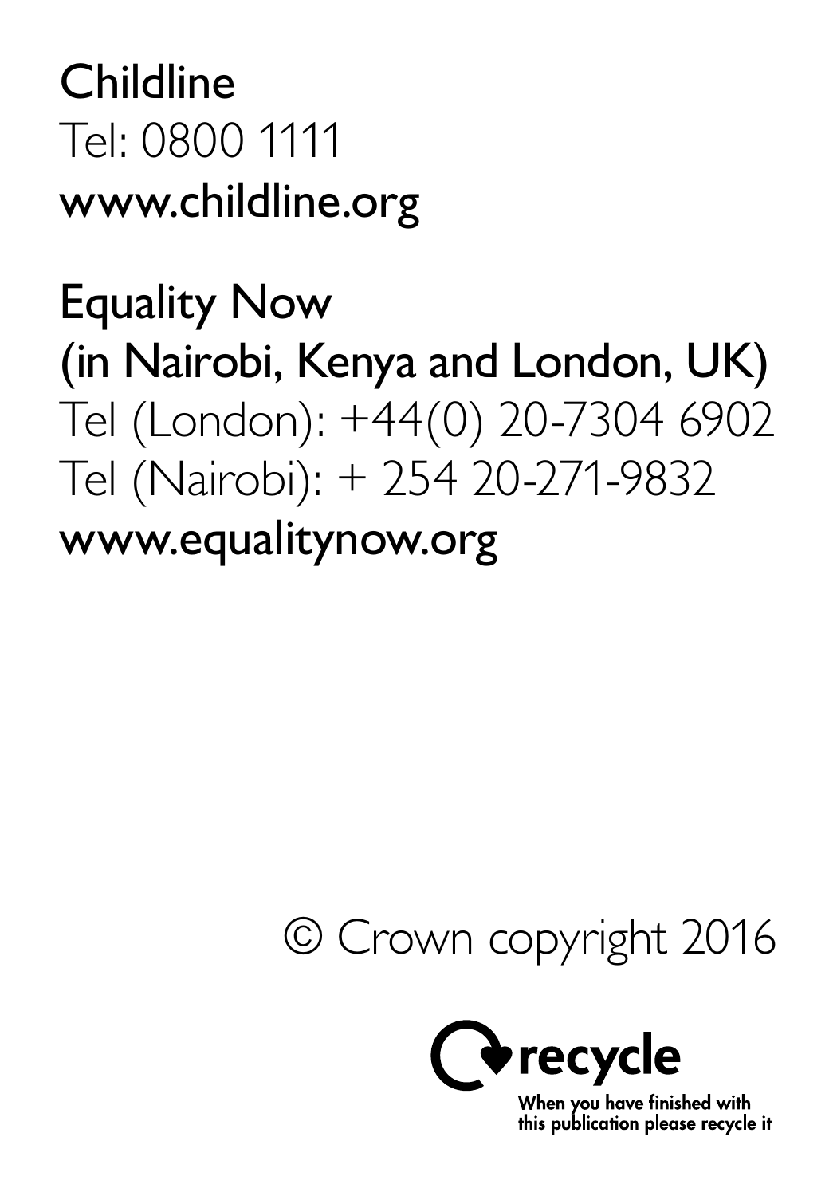**Childline**
Tel: 0800 1111
**www.childline.org**

**Equality Now**
**(in Nairobi, Kenya and London, UK)**
Tel (London): +44(0) 20-7304 6902
Tel (Nairobi): + 254 20-271-9832
**www.equalitynow.org**

© Crown copyright 2016

**recycle**
When you have finished with this publication please recycle it